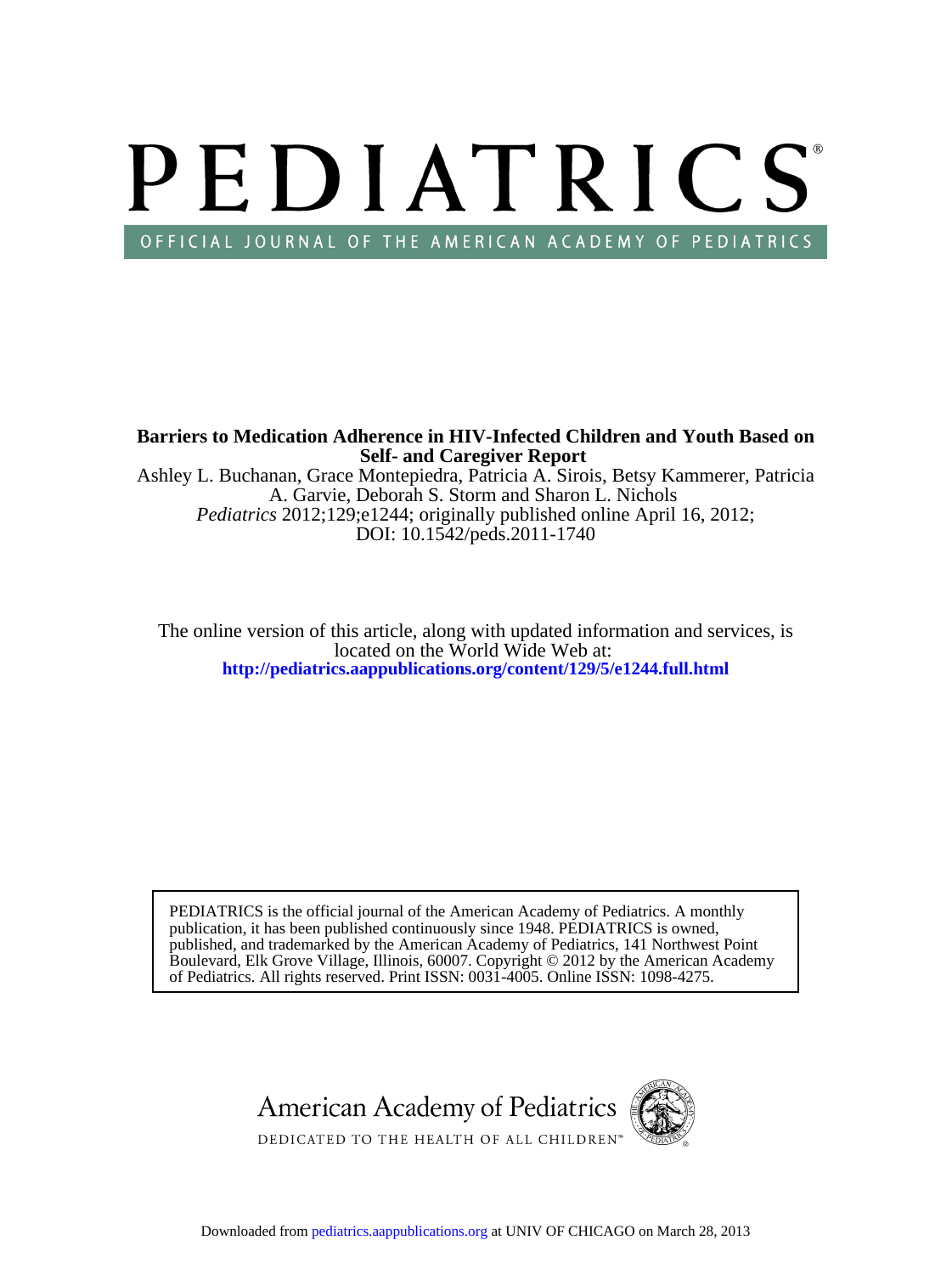# PEDIATRICS®

OFFICIAL JOURNAL OF THE AMERICAN ACADEMY OF PEDIATRICS

**Barriers to Medication Adherence in HIV-Infected Children and Youth Based on Self- and Caregiver Report**

Ashley L. Buchanan, Grace Montepiedra, Patricia A. Sirois, Betsy Kammerer, Patricia A. Garvie, Deborah S. Storm and Sharon L. Nichols

*Pediatrics* 2012;129;e1244; originally published online April 16, 2012;
DOI: 10.1542/peds.2011-1740

The online version of this article, along with updated information and services, is located on the World Wide Web at:
**http://pediatrics.aappublications.org/content/129/5/e1244.full.html**

PEDIATRICS is the official journal of the American Academy of Pediatrics. A monthly publication, it has been published continuously since 1948. PEDIATRICS is owned, published, and trademarked by the American Academy of Pediatrics, 141 Northwest Point Boulevard, Elk Grove Village, Illinois, 60007. Copyright © 2012 by the American Academy of Pediatrics. All rights reserved. Print ISSN: 0031-4005. Online ISSN: 1098-4275.

American Academy of Pediatrics
DEDICATED TO THE HEALTH OF ALL CHILDREN™

Downloaded from pediatrics.aappublications.org at UNIV OF CHICAGO on March 28, 2013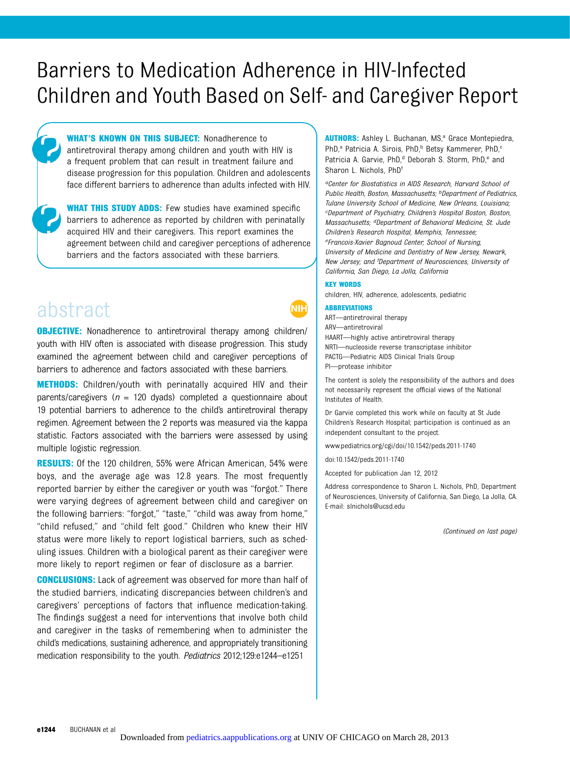# Barriers to Medication Adherence in HIV-Infected Children and Youth Based on Self- and Caregiver Report

**WHAT'S KNOWN ON THIS SUBJECT:** Nonadherence to antiretroviral therapy among children and youth with HIV is a frequent problem that can result in treatment failure and disease progression for this population. Children and adolescents face different barriers to adherence than adults infected with HIV.

**WHAT THIS STUDY ADDS:** Few studies have examined specific barriers to adherence as reported by children with perinatally acquired HIV and their caregivers. This report examines the agreement between child and caregiver perceptions of adherence barriers and the factors associated with these barriers.

## abstract

**OBJECTIVE:** Nonadherence to antiretroviral therapy among children/youth with HIV often is associated with disease progression. This study examined the agreement between child and caregiver perceptions of barriers to adherence and factors associated with these barriers.

**METHODS:** Children/youth with perinatally acquired HIV and their parents/caregivers ($n$ = 120 dyads) completed a questionnaire about 19 potential barriers to adherence to the child's antiretroviral therapy regimen. Agreement between the 2 reports was measured via the kappa statistic. Factors associated with the barriers were assessed by using multiple logistic regression.

**RESULTS:** Of the 120 children, 55% were African American, 54% were boys, and the average age was 12.8 years. The most frequently reported barrier by either the caregiver or youth was "forgot." There were varying degrees of agreement between child and caregiver on the following barriers: "forgot," "taste," "child was away from home," "child refused," and "child felt good." Children who knew their HIV status were more likely to report logistical barriers, such as scheduling issues. Children with a biological parent as their caregiver were more likely to report regimen or fear of disclosure as a barrier.

**CONCLUSIONS:** Lack of agreement was observed for more than half of the studied barriers, indicating discrepancies between children's and caregivers' perceptions of factors that influence medication-taking. The findings suggest a need for interventions that involve both child and caregiver in the tasks of remembering when to administer the child's medications, sustaining adherence, and appropriately transitioning medication responsibility to the youth. *Pediatrics* 2012;129:e1244–e1251

**AUTHORS:** Ashley L. Buchanan, MS,[a] Grace Montepiedra, PhD,[a] Patricia A. Sirois, PhD,[b] Betsy Kammerer, PhD,[c] Patricia A. Garvie, PhD,[d] Deborah S. Storm, PhD,[e] and Sharon L. Nichols, PhD[f]

*[a]Center for Biostatistics in AIDS Research, Harvard School of Public Health, Boston, Massachusetts; [b]Department of Pediatrics, Tulane University School of Medicine, New Orleans, Louisiana; [c]Department of Psychiatry, Children's Hospital Boston, Boston, Massachusetts; [d]Department of Behavioral Medicine, St. Jude Children's Research Hospital, Memphis, Tennessee; [e]Francois-Xavier Bagnoud Center, School of Nursing, University of Medicine and Dentistry of New Jersey, Newark, New Jersey; and [f]Department of Neurosciences, University of California, San Diego, La Jolla, California*

**KEY WORDS**

children, HIV, adherence, adolescents, pediatric

**ABBREVIATIONS**

ART—antiretroviral therapy
ARV—antiretroviral
HAART—highly active antiretroviral therapy
NRTI—nucleoside reverse transcriptase inhibitor
PACTG—Pediatric AIDS Clinical Trials Group
PI—protease inhibitor

The content is solely the responsibility of the authors and does not necessarily represent the official views of the National Institutes of Health.

Dr Garvie completed this work while on faculty at St Jude Children's Research Hospital; participation is continued as an independent consultant to the project.

www.pediatrics.org/cgi/doi/10.1542/peds.2011-1740

doi:10.1542/peds.2011-1740

Accepted for publication Jan 12, 2012

Address correspondence to Sharon L. Nichols, PhD, Department of Neurosciences, University of California, San Diego, La Jolla, CA. E-mail: slnichols@ucsd.edu

*(Continued on last page)*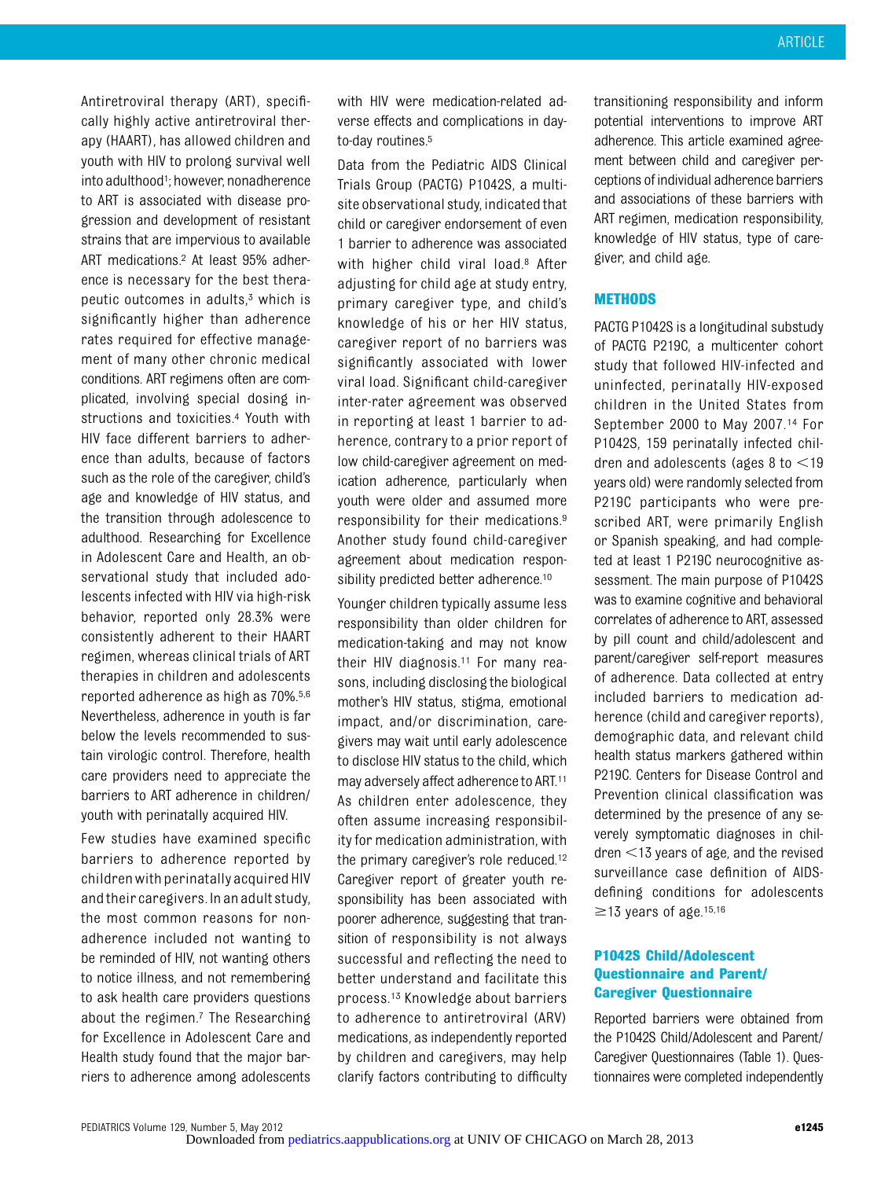Antiretroviral therapy (ART), specifically highly active antiretroviral therapy (HAART), has allowed children and youth with HIV to prolong survival well into adulthood[1]; however, nonadherence to ART is associated with disease progression and development of resistant strains that are impervious to available ART medications.[2] At least 95% adherence is necessary for the best therapeutic outcomes in adults,[3] which is significantly higher than adherence rates required for effective management of many other chronic medical conditions. ART regimens often are complicated, involving special dosing instructions and toxicities.[4] Youth with HIV face different barriers to adherence than adults, because of factors such as the role of the caregiver, child's age and knowledge of HIV status, and the transition through adolescence to adulthood. Researching for Excellence in Adolescent Care and Health, an observational study that included adolescents infected with HIV via high-risk behavior, reported only 28.3% were consistently adherent to their HAART regimen, whereas clinical trials of ART therapies in children and adolescents reported adherence as high as 70%.[5,6] Nevertheless, adherence in youth is far below the levels recommended to sustain virologic control. Therefore, health care providers need to appreciate the barriers to ART adherence in children/youth with perinatally acquired HIV.

Few studies have examined specific barriers to adherence reported by children with perinatally acquired HIV and their caregivers. In an adult study, the most common reasons for nonadherence included not wanting to be reminded of HIV, not wanting others to notice illness, and not remembering to ask health care providers questions about the regimen.[7] The Researching for Excellence in Adolescent Care and Health study found that the major barriers to adherence among adolescents with HIV were medication-related adverse effects and complications in day-to-day routines.[5]

Data from the Pediatric AIDS Clinical Trials Group (PACTG) P1042S, a multisite observational study, indicated that child or caregiver endorsement of even 1 barrier to adherence was associated with higher child viral load.[8] After adjusting for child age at study entry, primary caregiver type, and child's knowledge of his or her HIV status, caregiver report of no barriers was significantly associated with lower viral load. Significant child-caregiver inter-rater agreement was observed in reporting at least 1 barrier to adherence, contrary to a prior report of low child-caregiver agreement on medication adherence, particularly when youth were older and assumed more responsibility for their medications.[9] Another study found child-caregiver agreement about medication responsibility predicted better adherence.[10]

Younger children typically assume less responsibility than older children for medication-taking and may not know their HIV diagnosis.[11] For many reasons, including disclosing the biological mother's HIV status, stigma, emotional impact, and/or discrimination, caregivers may wait until early adolescence to disclose HIV status to the child, which may adversely affect adherence to ART.[11] As children enter adolescence, they often assume increasing responsibility for medication administration, with the primary caregiver's role reduced.[12] Caregiver report of greater youth responsibility has been associated with poorer adherence, suggesting that transition of responsibility is not always successful and reflecting the need to better understand and facilitate this process.[13] Knowledge about barriers to adherence to antiretroviral (ARV) medications, as independently reported by children and caregivers, may help clarify factors contributing to difficulty transitioning responsibility and inform potential interventions to improve ART adherence. This article examined agreement between child and caregiver perceptions of individual adherence barriers and associations of these barriers with ART regimen, medication responsibility, knowledge of HIV status, type of caregiver, and child age.

## METHODS

PACTG P1042S is a longitudinal substudy of PACTG P219C, a multicenter cohort study that followed HIV-infected and uninfected, perinatally HIV-exposed children in the United States from September 2000 to May 2007.[14] For P1042S, 159 perinatally infected children and adolescents (ages 8 to $<$19 years old) were randomly selected from P219C participants who were prescribed ART, were primarily English or Spanish speaking, and had completed at least 1 P219C neurocognitive assessment. The main purpose of P1042S was to examine cognitive and behavioral correlates of adherence to ART, assessed by pill count and child/adolescent and parent/caregiver self-report measures of adherence. Data collected at entry included barriers to medication adherence (child and caregiver reports), demographic data, and relevant child health status markers gathered within P219C. Centers for Disease Control and Prevention clinical classification was determined by the presence of any severely symptomatic diagnoses in children $<$13 years of age, and the revised surveillance case definition of AIDS-defining conditions for adolescents $\geq$13 years of age.[15,16]

### P1042S Child/Adolescent Questionnaire and Parent/Caregiver Questionnaire

Reported barriers were obtained from the P1042S Child/Adolescent and Parent/Caregiver Questionnaires (Table 1). Questionnaires were completed independently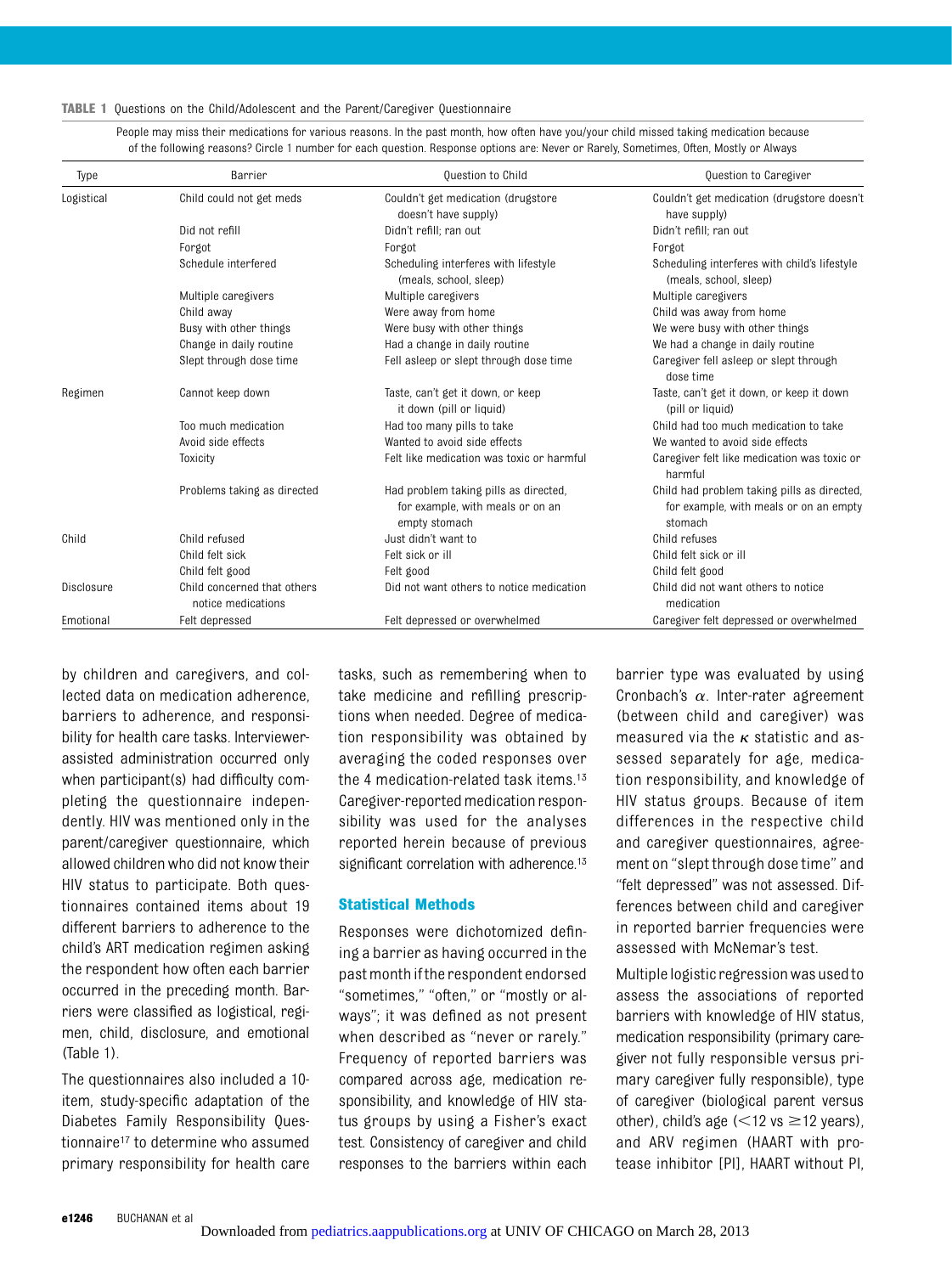**TABLE 1** Questions on the Child/Adolescent and the Parent/Caregiver Questionnaire

People may miss their medications for various reasons. In the past month, how often have you/your child missed taking medication because of the following reasons? Circle 1 number for each question. Response options are: Never or Rarely, Sometimes, Often, Mostly or Always

| Type | Barrier | Question to Child | Question to Caregiver |
|---|---|---|---|
| Logistical | Child could not get meds | Couldn't get medication (drugstore doesn't have supply) | Couldn't get medication (drugstore doesn't have supply) |
| | Did not refill | Didn't refill; ran out | Didn't refill; ran out |
| | Forgot | Forgot | Forgot |
| | Schedule interfered | Scheduling interferes with lifestyle (meals, school, sleep) | Scheduling interferes with child's lifestyle (meals, school, sleep) |
| | Multiple caregivers | Multiple caregivers | Multiple caregivers |
| | Child away | Were away from home | Child was away from home |
| | Busy with other things | Were busy with other things | We were busy with other things |
| | Change in daily routine | Had a change in daily routine | We had a change in daily routine |
| | Slept through dose time | Fell asleep or slept through dose time | Caregiver fell asleep or slept through dose time |
| Regimen | Cannot keep down | Taste, can't get it down, or keep it down (pill or liquid) | Taste, can't get it down, or keep it down (pill or liquid) |
| | Too much medication | Had too many pills to take | Child had too much medication to take |
| | Avoid side effects | Wanted to avoid side effects | We wanted to avoid side effects |
| | Toxicity | Felt like medication was toxic or harmful | Caregiver felt like medication was toxic or harmful |
| | Problems taking as directed | Had problem taking pills as directed, for example, with meals or on an empty stomach | Child had problem taking pills as directed, for example, with meals or on an empty stomach |
| Child | Child refused | Just didn't want to | Child refuses |
| | Child felt sick | Felt sick or ill | Child felt sick or ill |
| | Child felt good | Felt good | Child felt good |
| Disclosure | Child concerned that others notice medications | Did not want others to notice medication | Child did not want others to notice medication |
| Emotional | Felt depressed | Felt depressed or overwhelmed | Caregiver felt depressed or overwhelmed |

by children and caregivers, and collected data on medication adherence, barriers to adherence, and responsibility for health care tasks. Interviewer-assisted administration occurred only when participant(s) had difficulty completing the questionnaire independently. HIV was mentioned only in the parent/caregiver questionnaire, which allowed children who did not know their HIV status to participate. Both questionnaires contained items about 19 different barriers to adherence to the child's ART medication regimen asking the respondent how often each barrier occurred in the preceding month. Barriers were classified as logistical, regimen, child, disclosure, and emotional (Table 1).

The questionnaires also included a 10-item, study-specific adaptation of the Diabetes Family Responsibility Questionnaire[17] to determine who assumed primary responsibility for health care tasks, such as remembering when to take medicine and refilling prescriptions when needed. Degree of medication responsibility was obtained by averaging the coded responses over the 4 medication-related task items.[13] Caregiver-reported medication responsibility was used for the analyses reported herein because of previous significant correlation with adherence.[13]

### Statistical Methods

Responses were dichotomized defining a barrier as having occurred in the past month if the respondent endorsed "sometimes," "often," or "mostly or always"; it was defined as not present when described as "never or rarely." Frequency of reported barriers was compared across age, medication responsibility, and knowledge of HIV status groups by using a Fisher's exact test. Consistency of caregiver and child responses to the barriers within each barrier type was evaluated by using Cronbach's $\alpha$. Inter-rater agreement (between child and caregiver) was measured via the $\kappa$ statistic and assessed separately for age, medication responsibility, and knowledge of HIV status groups. Because of item differences in the respective child and caregiver questionnaires, agreement on "slept through dose time" and "felt depressed" was not assessed. Differences between child and caregiver in reported barrier frequencies were assessed with McNemar's test.

Multiple logistic regression was used to assess the associations of reported barriers with knowledge of HIV status, medication responsibility (primary caregiver not fully responsible versus primary caregiver fully responsible), type of caregiver (biological parent versus other), child's age ($<$12 vs $\geq$12 years), and ARV regimen (HAART with protease inhibitor [PI], HAART without PI,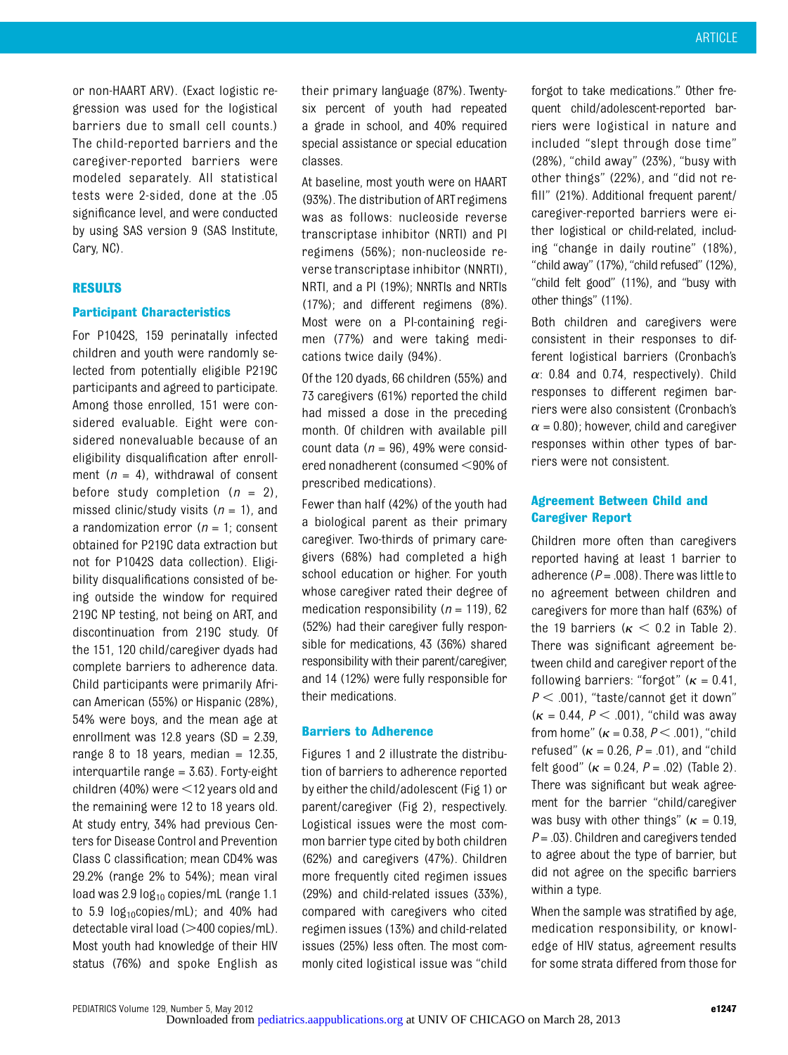or non-HAART ARV). (Exact logistic regression was used for the logistical barriers due to small cell counts.) The child-reported barriers and the caregiver-reported barriers were modeled separately. All statistical tests were 2-sided, done at the .05 significance level, and were conducted by using SAS version 9 (SAS Institute, Cary, NC).

## RESULTS

### Participant Characteristics

For P1042S, 159 perinatally infected children and youth were randomly selected from potentially eligible P219C participants and agreed to participate. Among those enrolled, 151 were considered evaluable. Eight were considered nonevaluable because of an eligibility disqualification after enrollment ($n$ = 4), withdrawal of consent before study completion ($n$ = 2), missed clinic/study visits ($n$ = 1), and a randomization error ($n$ = 1; consent obtained for P219C data extraction but not for P1042S data collection). Eligibility disqualifications consisted of being outside the window for required 219C NP testing, not being on ART, and discontinuation from 219C study. Of the 151, 120 child/caregiver dyads had complete barriers to adherence data. Child participants were primarily African American (55%) or Hispanic (28%), 54% were boys, and the mean age at enrollment was 12.8 years (SD = 2.39, range 8 to 18 years, median = 12.35, interquartile range = 3.63). Forty-eight children (40%) were <12 years old and the remaining were 12 to 18 years old. At study entry, 34% had previous Centers for Disease Control and Prevention Class C classification; mean CD4% was 29.2% (range 2% to 54%); mean viral load was 2.9 $\log_{10}$ copies/mL (range 1.1 to 5.9 $\log_{10}$copies/mL); and 40% had detectable viral load (>400 copies/mL). Most youth had knowledge of their HIV status (76%) and spoke English as their primary language (87%). Twenty-six percent of youth had repeated a grade in school, and 40% required special assistance or special education classes.

At baseline, most youth were on HAART (93%). The distribution of ART regimens was as follows: nucleoside reverse transcriptase inhibitor (NRTI) and PI regimens (56%); non-nucleoside reverse transcriptase inhibitor (NNRTI), NRTI, and a PI (19%); NNRTIs and NRTIs (17%); and different regimens (8%). Most were on a PI-containing regimen (77%) and were taking medications twice daily (94%).

Of the 120 dyads, 66 children (55%) and 73 caregivers (61%) reported the child had missed a dose in the preceding month. Of children with available pill count data ($n$ = 96), 49% were considered nonadherent (consumed <90% of prescribed medications).

Fewer than half (42%) of the youth had a biological parent as their primary caregiver. Two-thirds of primary caregivers (68%) had completed a high school education or higher. For youth whose caregiver rated their degree of medication responsibility ($n$ = 119), 62 (52%) had their caregiver fully responsible for medications, 43 (36%) shared responsibility with their parent/caregiver, and 14 (12%) were fully responsible for their medications.

### Barriers to Adherence

Figures 1 and 2 illustrate the distribution of barriers to adherence reported by either the child/adolescent (Fig 1) or parent/caregiver (Fig 2), respectively. Logistical issues were the most common barrier type cited by both children (62%) and caregivers (47%). Children more frequently cited regimen issues (29%) and child-related issues (33%), compared with caregivers who cited regimen issues (13%) and child-related issues (25%) less often. The most commonly cited logistical issue was "child forgot to take medications." Other frequent child/adolescent-reported barriers were logistical in nature and included "slept through dose time" (28%), "child away" (23%), "busy with other things" (22%), and "did not refill" (21%). Additional frequent parent/caregiver-reported barriers were either logistical or child-related, including "change in daily routine" (18%), "child away" (17%), "child refused" (12%), "child felt good" (11%), and "busy with other things" (11%).

Both children and caregivers were consistent in their responses to different logistical barriers (Cronbach's $\alpha$: 0.84 and 0.74, respectively). Child responses to different regimen barriers were also consistent (Cronbach's $\alpha$ = 0.80); however, child and caregiver responses within other types of barriers were not consistent.

### Agreement Between Child and Caregiver Report

Children more often than caregivers reported having at least 1 barrier to adherence ($P$ = .008). There was little to no agreement between children and caregivers for more than half (63%) of the 19 barriers ($\kappa$ < 0.2 in Table 2). There was significant agreement between child and caregiver report of the following barriers: "forgot" ($\kappa$ = 0.41, $P$ < .001), "taste/cannot get it down" ($\kappa$ = 0.44, $P$ < .001), "child was away from home" ($\kappa$ = 0.38, $P$ < .001), "child refused" ($\kappa$ = 0.26, $P$ = .01), and "child felt good" ($\kappa$ = 0.24, $P$ = .02) (Table 2). There was significant but weak agreement for the barrier "child/caregiver was busy with other things" ($\kappa$ = 0.19, $P$ = .03). Children and caregivers tended to agree about the type of barrier, but did not agree on the specific barriers within a type.

When the sample was stratified by age, medication responsibility, or knowledge of HIV status, agreement results for some strata differed from those for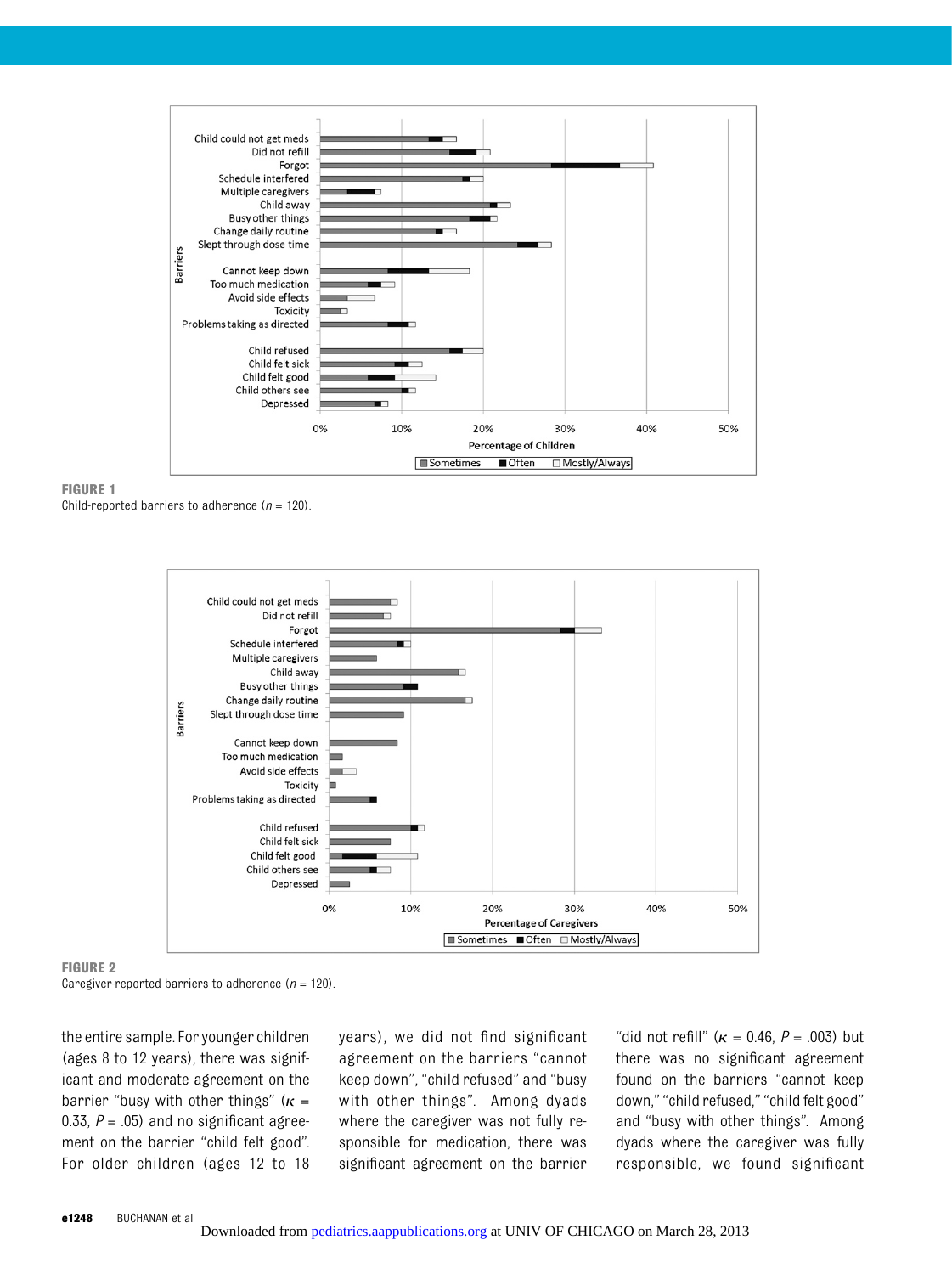**FIGURE 1**

Child-reported barriers to adherence (*n* = 120).

**FIGURE 2**

Caregiver-reported barriers to adherence (*n* = 120).

the entire sample. For younger children (ages 8 to 12 years), there was significant and moderate agreement on the barrier "busy with other things" ($\kappa$ = 0.33, $P$ = .05) and no significant agreement on the barrier "child felt good". For older children (ages 12 to 18 years), we did not find significant agreement on the barriers "cannot keep down", "child refused" and "busy with other things". Among dyads where the caregiver was not fully responsible for medication, there was significant agreement on the barrier "did not refill" ($\kappa$ = 0.46, $P$ = .003) but there was no significant agreement found on the barriers "cannot keep down," "child refused," "child felt good" and "busy with other things". Among dyads where the caregiver was fully responsible, we found significant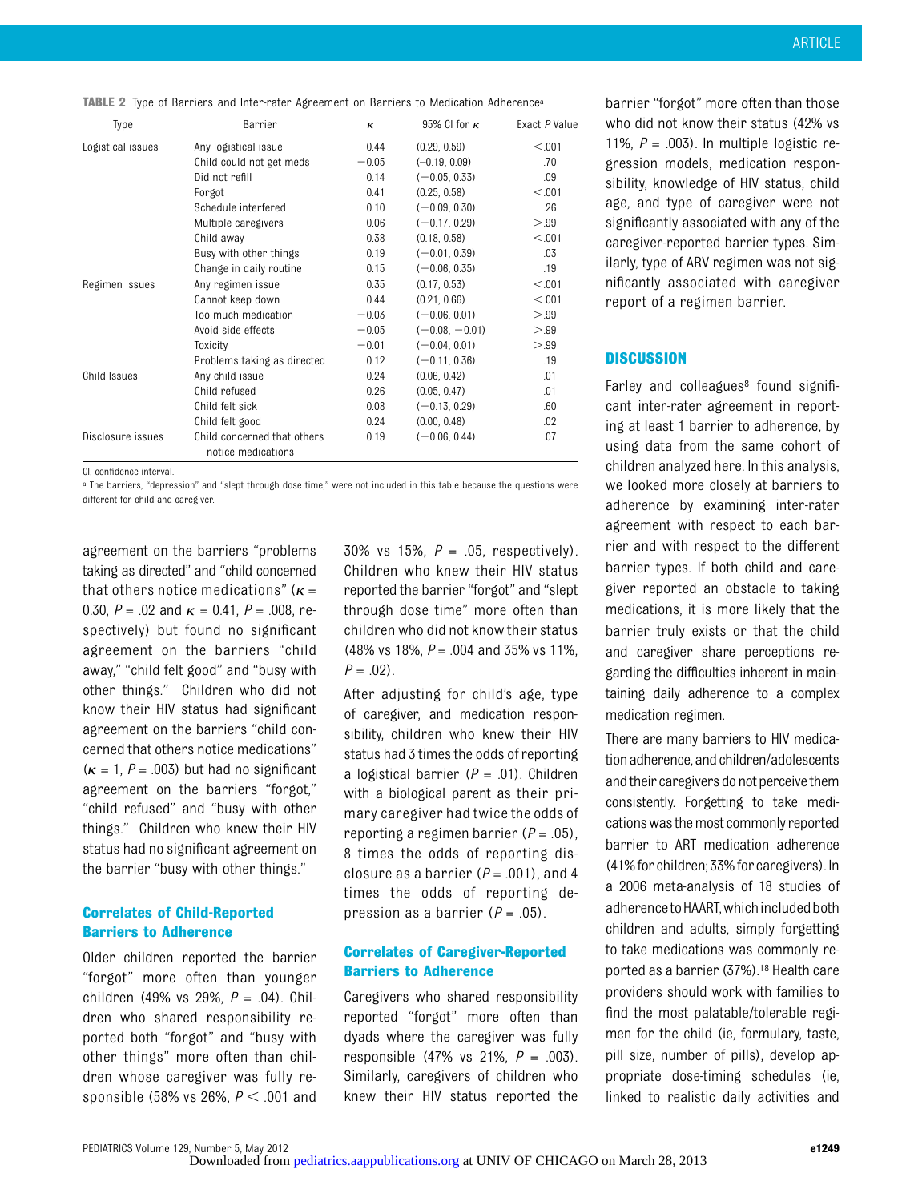TABLE 2 Type of Barriers and Inter-rater Agreement on Barriers to Medication Adherence[a]

| Type | Barrier | $\kappa$ | 95% CI for $\kappa$ | Exact P Value |
|---|---|---|---|---|
| Logistical issues | Any logistical issue | 0.44 | (0.29, 0.59) | <.001 |
| | Child could not get meds | −0.05 | (−0.19, 0.09) | .70 |
| | Did not refill | 0.14 | (−0.05, 0.33) | .09 |
| | Forgot | 0.41 | (0.25, 0.58) | <.001 |
| | Schedule interfered | 0.10 | (−0.09, 0.30) | .26 |
| | Multiple caregivers | 0.06 | (−0.17, 0.29) | >.99 |
| | Child away | 0.38 | (0.18, 0.58) | <.001 |
| | Busy with other things | 0.19 | (−0.01, 0.39) | .03 |
| | Change in daily routine | 0.15 | (−0.06, 0.35) | .19 |
| Regimen issues | Any regimen issue | 0.35 | (0.17, 0.53) | <.001 |
| | Cannot keep down | 0.44 | (0.21, 0.66) | <.001 |
| | Too much medication | −0.03 | (−0.06, 0.01) | >.99 |
| | Avoid side effects | −0.05 | (−0.08, −0.01) | >.99 |
| | Toxicity | −0.01 | (−0.04, 0.01) | >.99 |
| | Problems taking as directed | 0.12 | (−0.11, 0.36) | .19 |
| Child Issues | Any child issue | 0.24 | (0.06, 0.42) | .01 |
| | Child refused | 0.26 | (0.05, 0.47) | .01 |
| | Child felt sick | 0.08 | (−0.13, 0.29) | .60 |
| | Child felt good | 0.24 | (0.00, 0.48) | .02 |
| Disclosure issues | Child concerned that others notice medications | 0.19 | (−0.06, 0.44) | .07 |

CI, confidence interval.

[a] The barriers, "depression" and "slept through dose time," were not included in this table because the questions were different for child and caregiver.

agreement on the barriers "problems taking as directed" and "child concerned that others notice medications" ($\kappa$ = 0.30, $P$ = .02 and $\kappa$ = 0.41, $P$ = .008, respectively) but found no significant agreement on the barriers "child away," "child felt good" and "busy with other things." Children who did not know their HIV status had significant agreement on the barriers "child concerned that others notice medications" ($\kappa$ = 1, $P$ = .003) but had no significant agreement on the barriers "forgot," "child refused" and "busy with other things." Children who knew their HIV status had no significant agreement on the barrier "busy with other things."

### Correlates of Child-Reported Barriers to Adherence

Older children reported the barrier "forgot" more often than younger children (49% vs 29%, $P$ = .04). Children who shared responsibility reported both "forgot" and "busy with other things" more often than children whose caregiver was fully responsible (58% vs 26%, $P$ < .001 and 30% vs 15%, $P$ = .05, respectively). Children who knew their HIV status reported the barrier "forgot" and "slept through dose time" more often than children who did not know their status (48% vs 18%, $P$ = .004 and 35% vs 11%, $P$ = .02).

After adjusting for child's age, type of caregiver, and medication responsibility, children who knew their HIV status had 3 times the odds of reporting a logistical barrier ($P$ = .01). Children with a biological parent as their primary caregiver had twice the odds of reporting a regimen barrier ($P$ = .05), 8 times the odds of reporting disclosure as a barrier ($P$ = .001), and 4 times the odds of reporting depression as a barrier ($P$ = .05).

### Correlates of Caregiver-Reported Barriers to Adherence

Caregivers who shared responsibility reported "forgot" more often than dyads where the caregiver was fully responsible (47% vs 21%, $P$ = .003). Similarly, caregivers of children who knew their HIV status reported the barrier "forgot" more often than those who did not know their status (42% vs 11%, $P$ = .003). In multiple logistic regression models, medication responsibility, knowledge of HIV status, child age, and type of caregiver were not significantly associated with any of the caregiver-reported barrier types. Similarly, type of ARV regimen was not significantly associated with caregiver report of a regimen barrier.

## DISCUSSION

Farley and colleagues[8] found significant inter-rater agreement in reporting at least 1 barrier to adherence, by using data from the same cohort of children analyzed here. In this analysis, we looked more closely at barriers to adherence by examining inter-rater agreement with respect to each barrier and with respect to the different barrier types. If both child and caregiver reported an obstacle to taking medications, it is more likely that the barrier truly exists or that the child and caregiver share perceptions regarding the difficulties inherent in maintaining daily adherence to a complex medication regimen.

There are many barriers to HIV medication adherence, and children/adolescents and their caregivers do not perceive them consistently. Forgetting to take medications was the most commonly reported barrier to ART medication adherence (41% for children; 33% for caregivers). In a 2006 meta-analysis of 18 studies of adherence to HAART, which included both children and adults, simply forgetting to take medications was commonly reported as a barrier (37%).[18] Health care providers should work with families to find the most palatable/tolerable regimen for the child (ie, formulary, taste, pill size, number of pills), develop appropriate dose-timing schedules (ie, linked to realistic daily activities and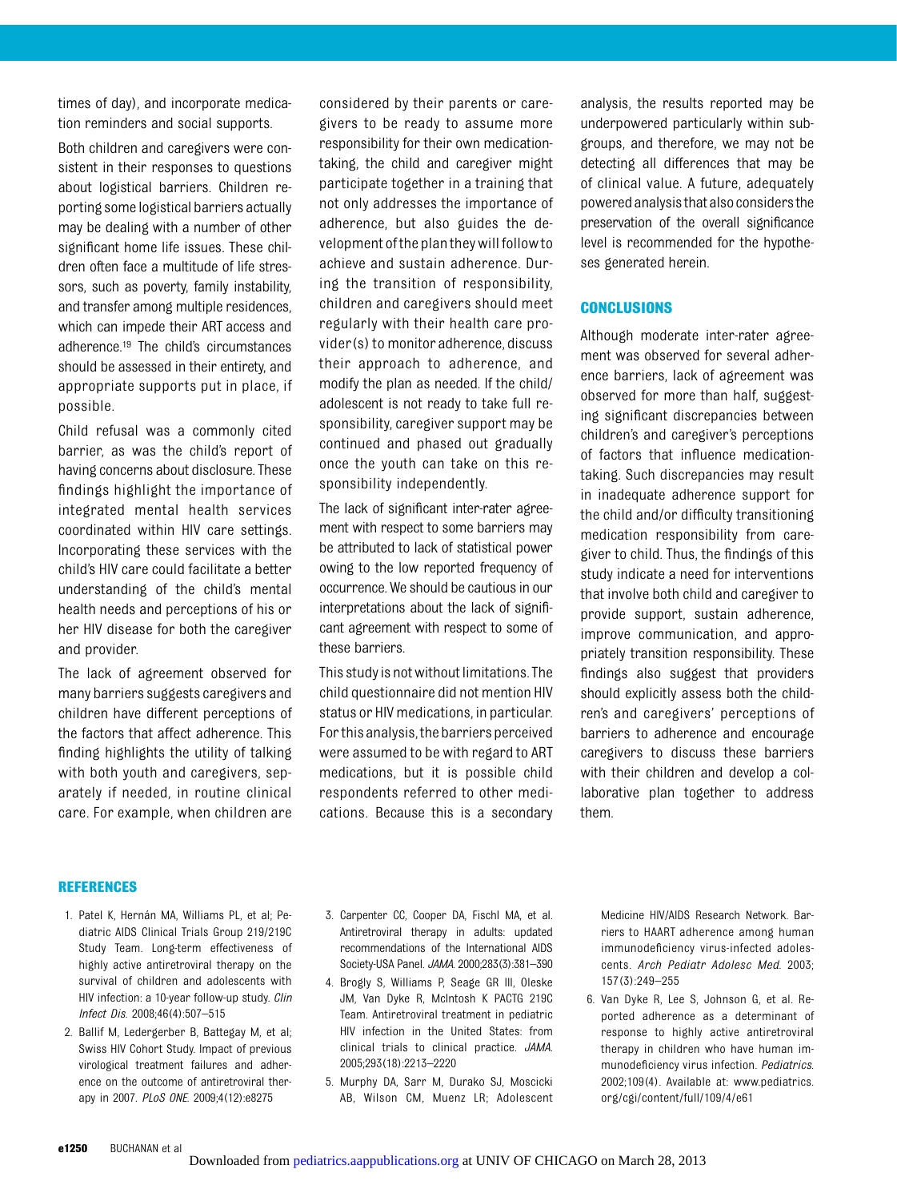times of day), and incorporate medication reminders and social supports.

Both children and caregivers were consistent in their responses to questions about logistical barriers. Children reporting some logistical barriers actually may be dealing with a number of other significant home life issues. These children often face a multitude of life stressors, such as poverty, family instability, and transfer among multiple residences, which can impede their ART access and adherence.[19] The child's circumstances should be assessed in their entirety, and appropriate supports put in place, if possible.

Child refusal was a commonly cited barrier, as was the child's report of having concerns about disclosure. These findings highlight the importance of integrated mental health services coordinated within HIV care settings. Incorporating these services with the child's HIV care could facilitate a better understanding of the child's mental health needs and perceptions of his or her HIV disease for both the caregiver and provider.

The lack of agreement observed for many barriers suggests caregivers and children have different perceptions of the factors that affect adherence. This finding highlights the utility of talking with both youth and caregivers, separately if needed, in routine clinical care. For example, when children are considered by their parents or caregivers to be ready to assume more responsibility for their own medication-taking, the child and caregiver might participate together in a training that not only addresses the importance of adherence, but also guides the development of the plan they will follow to achieve and sustain adherence. During the transition of responsibility, children and caregivers should meet regularly with their health care provider(s) to monitor adherence, discuss their approach to adherence, and modify the plan as needed. If the child/adolescent is not ready to take full responsibility, caregiver support may be continued and phased out gradually once the youth can take on this responsibility independently.

The lack of significant inter-rater agreement with respect to some barriers may be attributed to lack of statistical power owing to the low reported frequency of occurrence. We should be cautious in our interpretations about the lack of significant agreement with respect to some of these barriers.

This study is not without limitations. The child questionnaire did not mention HIV status or HIV medications, in particular. For this analysis, the barriers perceived were assumed to be with regard to ART medications, but it is possible child respondents referred to other medications. Because this is a secondary analysis, the results reported may be underpowered particularly within subgroups, and therefore, we may not be detecting all differences that may be of clinical value. A future, adequately powered analysis that also considers the preservation of the overall significance level is recommended for the hypotheses generated herein.

## CONCLUSIONS

Although moderate inter-rater agreement was observed for several adherence barriers, lack of agreement was observed for more than half, suggesting significant discrepancies between children's and caregiver's perceptions of factors that influence medication-taking. Such discrepancies may result in inadequate adherence support for the child and/or difficulty transitioning medication responsibility from caregiver to child. Thus, the findings of this study indicate a need for interventions that involve both child and caregiver to provide support, sustain adherence, improve communication, and appropriately transition responsibility. These findings also suggest that providers should explicitly assess both the children's and caregivers' perceptions of barriers to adherence and encourage caregivers to discuss these barriers with their children and develop a collaborative plan together to address them.

## REFERENCES

1. Patel K, Hernán MA, Williams PL, et al; Pediatric AIDS Clinical Trials Group 219/219C Study Team. Long-term effectiveness of highly active antiretroviral therapy on the survival of children and adolescents with HIV infection: a 10-year follow-up study. *Clin Infect Dis*. 2008;46(4):507–515
2. Ballif M, Ledergerber B, Battegay M, et al; Swiss HIV Cohort Study. Impact of previous virological treatment failures and adherence on the outcome of antiretroviral therapy in 2007. *PLoS ONE*. 2009;4(12):e8275
3. Carpenter CC, Cooper DA, Fischl MA, et al. Antiretroviral therapy in adults: updated recommendations of the International AIDS Society-USA Panel. *JAMA*. 2000;283(3):381–390
4. Brogly S, Williams P, Seage GR III, Oleske JM, Van Dyke R, McIntosh K PACTG 219C Team. Antiretroviral treatment in pediatric HIV infection in the United States: from clinical trials to clinical practice. *JAMA*. 2005;293(18):2213–2220
5. Murphy DA, Sarr M, Durako SJ, Moscicki AB, Wilson CM, Muenz LR; Adolescent Medicine HIV/AIDS Research Network. Barriers to HAART adherence among human immunodeficiency virus-infected adolescents. *Arch Pediatr Adolesc Med*. 2003;157(3):249–255
6. Van Dyke R, Lee S, Johnson G, et al. Reported adherence as a determinant of response to highly active antiretroviral therapy in children who have human immunodeficiency virus infection. *Pediatrics*. 2002;109(4). Available at: www.pediatrics.org/cgi/content/full/109/4/e61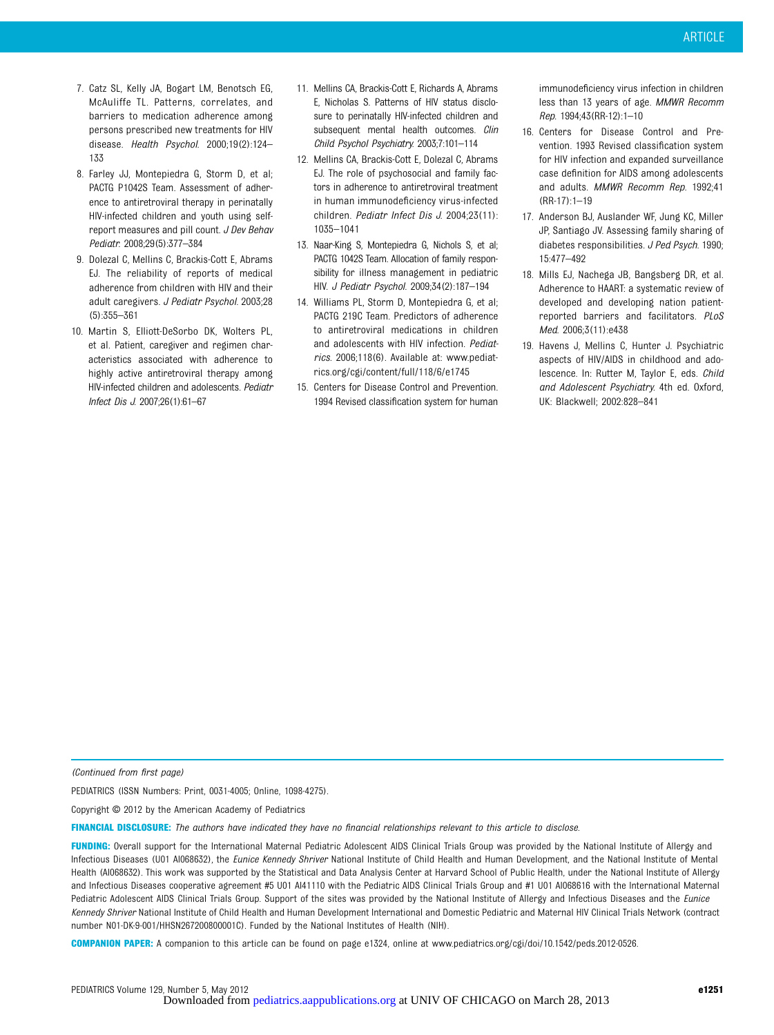7. Catz SL, Kelly JA, Bogart LM, Benotsch EG, McAuliffe TL. Patterns, correlates, and barriers to medication adherence among persons prescribed new treatments for HIV disease. *Health Psychol.* 2000;19(2):124–133
8. Farley JJ, Montepiedra G, Storm D, et al; PACTG P1042S Team. Assessment of adherence to antiretroviral therapy in perinatally HIV-infected children and youth using self-report measures and pill count. *J Dev Behav Pediatr.* 2008;29(5):377–384
9. Dolezal C, Mellins C, Brackis-Cott E, Abrams EJ. The reliability of reports of medical adherence from children with HIV and their adult caregivers. *J Pediatr Psychol.* 2003;28(5):355–361
10. Martin S, Elliott-DeSorbo DK, Wolters PL, et al. Patient, caregiver and regimen characteristics associated with adherence to highly active antiretroviral therapy among HIV-infected children and adolescents. *Pediatr Infect Dis J.* 2007;26(1):61–67
11. Mellins CA, Brackis-Cott E, Richards A, Abrams E, Nicholas S. Patterns of HIV status disclosure to perinatally HIV-infected children and subsequent mental health outcomes. *Clin Child Psychol Psychiatry.* 2003;7:101–114
12. Mellins CA, Brackis-Cott E, Dolezal C, Abrams EJ. The role of psychosocial and family factors in adherence to antiretroviral treatment in human immunodeficiency virus-infected children. *Pediatr Infect Dis J.* 2004;23(11):1035–1041
13. Naar-King S, Montepiedra G, Nichols S, et al; PACTG 1042S Team. Allocation of family responsibility for illness management in pediatric HIV. *J Pediatr Psychol.* 2009;34(2):187–194
14. Williams PL, Storm D, Montepiedra G, et al; PACTG 219C Team. Predictors of adherence to antiretroviral medications in children and adolescents with HIV infection. *Pediatrics.* 2006;118(6). Available at: www.pediatrics.org/cgi/content/full/118/6/e1745
15. Centers for Disease Control and Prevention. 1994 Revised classification system for human immunodeficiency virus infection in children less than 13 years of age. *MMWR Recomm Rep.* 1994;43(RR-12):1–10
16. Centers for Disease Control and Prevention. 1993 Revised classification system for HIV infection and expanded surveillance case definition for AIDS among adolescents and adults. *MMWR Recomm Rep.* 1992;41(RR-17):1–19
17. Anderson BJ, Auslander WF, Jung KC, Miller JP, Santiago JV. Assessing family sharing of diabetes responsibilities. *J Ped Psych.* 1990;15:477–492
18. Mills EJ, Nachega JB, Bangsberg DR, et al. Adherence to HAART: a systematic review of developed and developing nation patient-reported barriers and facilitators. *PLoS Med.* 2006;3(11):e438
19. Havens J, Mellins C, Hunter J. Psychiatric aspects of HIV/AIDS in childhood and adolescence. In: Rutter M, Taylor E, eds. *Child and Adolescent Psychiatry.* 4th ed. Oxford, UK: Blackwell; 2002:828–841

*(Continued from first page)*

PEDIATRICS (ISSN Numbers: Print, 0031-4005; Online, 1098-4275).

Copyright © 2012 by the American Academy of Pediatrics

**FINANCIAL DISCLOSURE:** *The authors have indicated they have no financial relationships relevant to this article to disclose.*

**FUNDING:** Overall support for the International Maternal Pediatric Adolescent AIDS Clinical Trials Group was provided by the National Institute of Allergy and Infectious Diseases (U01 AI068632), the *Eunice Kennedy Shriver* National Institute of Child Health and Human Development, and the National Institute of Mental Health (AI068632). This work was supported by the Statistical and Data Analysis Center at Harvard School of Public Health, under the National Institute of Allergy and Infectious Diseases cooperative agreement #5 U01 AI41110 with the Pediatric AIDS Clinical Trials Group and #1 U01 AI068616 with the International Maternal Pediatric Adolescent AIDS Clinical Trials Group. Support of the sites was provided by the National Institute of Allergy and Infectious Diseases and the *Eunice Kennedy Shriver* National Institute of Child Health and Human Development International and Domestic Pediatric and Maternal HIV Clinical Trials Network (contract number N01-DK-9-001/HHSN267200800001C). Funded by the National Institutes of Health (NIH).

**COMPANION PAPER:** A companion to this article can be found on page e1324, online at www.pediatrics.org/cgi/doi/10.1542/peds.2012-0526.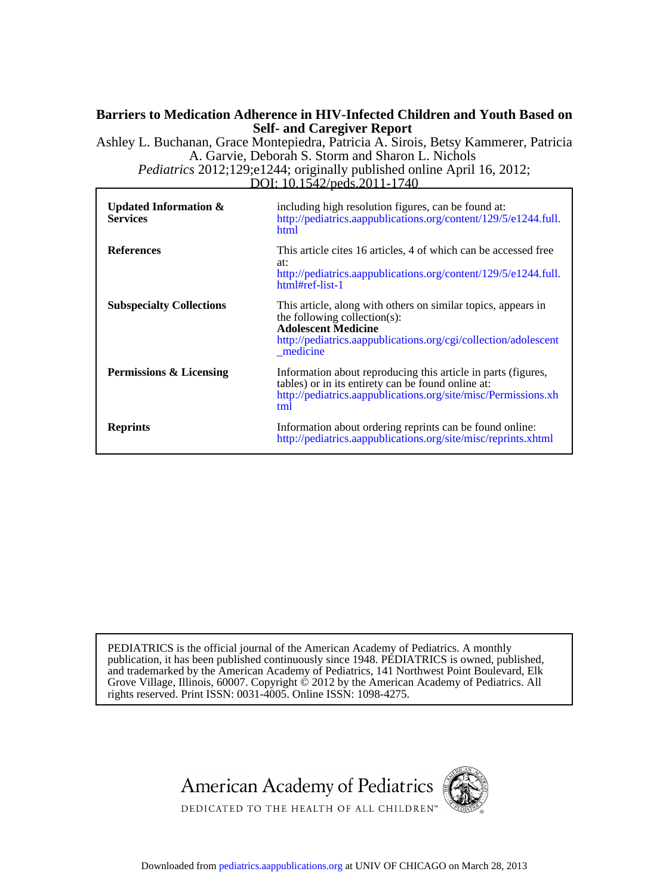**Barriers to Medication Adherence in HIV-Infected Children and Youth Based on Self- and Caregiver Report**

Ashley L. Buchanan, Grace Montepiedra, Patricia A. Sirois, Betsy Kammerer, Patricia A. Garvie, Deborah S. Storm and Sharon L. Nichols

*Pediatrics* 2012;129;e1244; originally published online April 16, 2012;
DOI: 10.1542/peds.2011-1740

| | |
|---|---|
| **Updated Information & Services** | including high resolution figures, can be found at: http://pediatrics.aappublications.org/content/129/5/e1244.full.html |
| **References** | This article cites 16 articles, 4 of which can be accessed free at: http://pediatrics.aappublications.org/content/129/5/e1244.full.html#ref-list-1 |
| **Subspecialty Collections** | This article, along with others on similar topics, appears in the following collection(s): **Adolescent Medicine** http://pediatrics.aappublications.org/cgi/collection/adolescent_medicine |
| **Permissions & Licensing** | Information about reproducing this article in parts (figures, tables) or in its entirety can be found online at: http://pediatrics.aappublications.org/site/misc/Permissions.xhtml |
| **Reprints** | Information about ordering reprints can be found online: http://pediatrics.aappublications.org/site/misc/reprints.xhtml |

PEDIATRICS is the official journal of the American Academy of Pediatrics. A monthly publication, it has been published continuously since 1948. PEDIATRICS is owned, published, and trademarked by the American Academy of Pediatrics, 141 Northwest Point Boulevard, Elk Grove Village, Illinois, 60007. Copyright © 2012 by the American Academy of Pediatrics. All rights reserved. Print ISSN: 0031-4005. Online ISSN: 1098-4275.

American Academy of Pediatrics

DEDICATED TO THE HEALTH OF ALL CHILDREN™

Downloaded from pediatrics.aappublications.org at UNIV OF CHICAGO on March 28, 2013